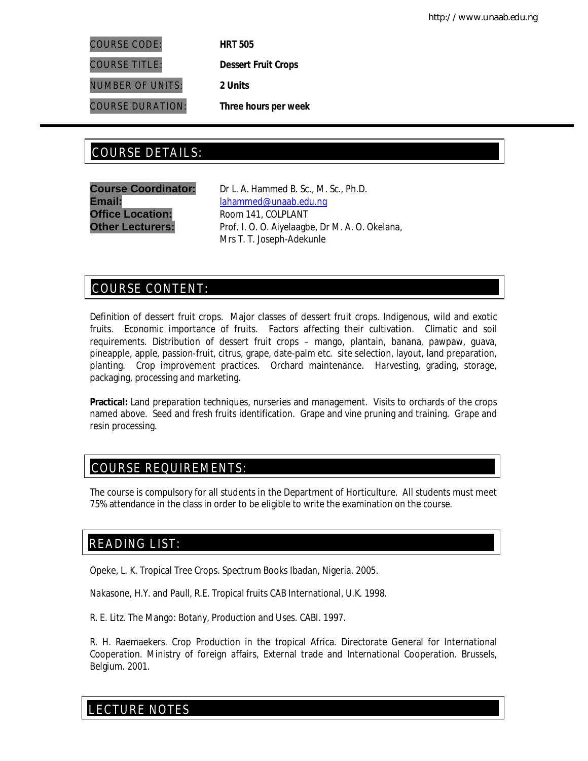**COURSE CODE:** HRT 505

**COURSE TITLE:** Dessert Fruit Crops

**NUMBER OF UNITS:** 2 Units

**COURSE DURATION:** Three hours per week

## COURSE DETAILS:

**Course Coordinator:** Dr L. A. Hammed B. Sc., M. Sc., Ph.D.
**Email:** lahammed@unaab.edu.ng
**Office Location:** Room 141, COLPLANT
**Other Lecturers:** Prof. I. O. O. Aiyelaagbe, Dr M. A. O. Okelana, Mrs T. T. Joseph-Adekunle

## COURSE CONTENT:

Definition of dessert fruit crops. Major classes of dessert fruit crops. Indigenous, wild and exotic fruits. Economic importance of fruits. Factors affecting their cultivation. Climatic and soil requirements. Distribution of dessert fruit crops – mango, plantain, banana, pawpaw, guava, pineapple, apple, passion-fruit, citrus, grape, date-palm etc. site selection, layout, land preparation, planting. Crop improvement practices. Orchard maintenance. Harvesting, grading, storage, packaging, processing and marketing.

**Practical:** Land preparation techniques, nurseries and management. Visits to orchards of the crops named above. Seed and fresh fruits identification. Grape and vine pruning and training. Grape and resin processing.

## COURSE REQUIREMENTS:

The course is compulsory for all students in the Department of Horticulture. All students must meet 75% attendance in the class in order to be eligible to write the examination on the course.

## READING LIST:

Opeke, L. K. Tropical Tree Crops. Spectrum Books Ibadan, Nigeria. 2005.

Nakasone, H.Y. and Paull, R.E. Tropical fruits CAB International, U.K. 1998.

R. E. Litz. The Mango: Botany, Production and Uses. CABI. 1997.

R. H. Raemaekers. Crop Production in the tropical Africa. Directorate General for International Cooperation. Ministry of foreign affairs, External trade and International Cooperation. Brussels, Belgium. 2001.

## LECTURE NOTES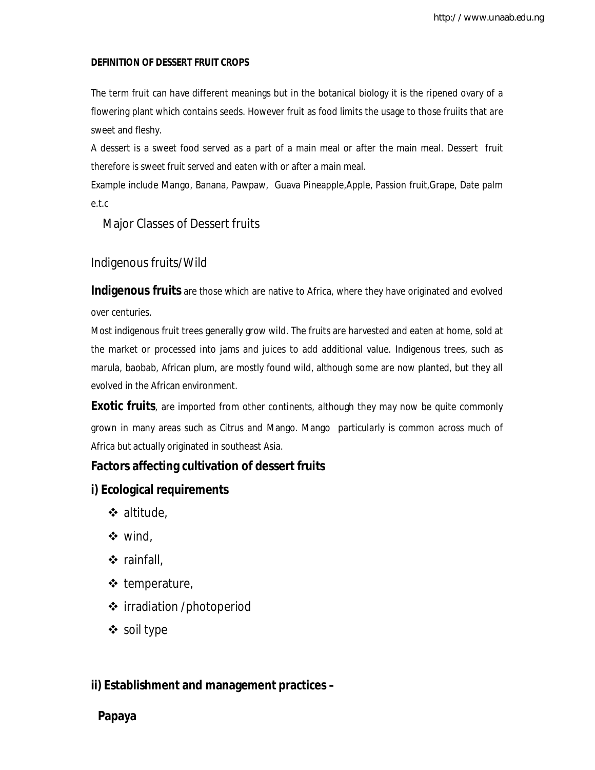**DEFINITION OF DESSERT FRUIT CROPS**

The term fruit can have different meanings but in the botanical biology it is the ripened ovary of a flowering plant which contains seeds. However fruit as food limits the usage to those fruiits that are sweet and fleshy.

A dessert is a sweet food served as a part of a main meal or after the main meal. Dessert fruit therefore is sweet fruit served and eaten with or after a main meal.

Example include Mango, Banana, Pawpaw, Guava Pineapple,Apple, Passion fruit,Grape, Date palm e.t.c

## Major Classes of Dessert fruits

### Indigenous fruits/Wild

**Indigenous fruits** are those which are native to Africa, where they have originated and evolved over centuries.

Most indigenous fruit trees generally grow wild. The fruits are harvested and eaten at home, sold at the market or processed into jams and juices to add additional value. Indigenous trees, such as marula, baobab, African plum, are mostly found wild, although some are now planted, but they all evolved in the African environment.

**Exotic fruits**, are imported from other continents, although they may now be quite commonly grown in many areas such as Citrus and Mango. Mango particularly is common across much of Africa but actually originated in southeast Asia.

**Factors affecting cultivation of dessert fruits**

**i) Ecological requirements**

- altitude,
- wind,
- rainfall,
- temperature,
- irradiation /photoperiod
- soil type

**ii) Establishment and management practices –**

**Papaya**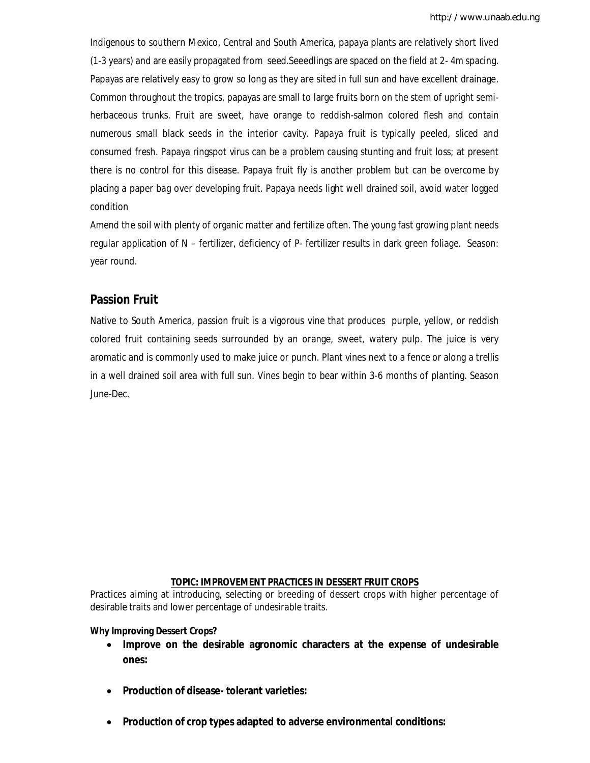Indigenous to southern Mexico, Central and South America, papaya plants are relatively short lived (1-3 years) and are easily propagated from seed.Seeedlings are spaced on the field at 2- 4m spacing. Papayas are relatively easy to grow so long as they are sited in full sun and have excellent drainage. Common throughout the tropics, papayas are small to large fruits born on the stem of upright semi-herbaceous trunks. Fruit are sweet, have orange to reddish-salmon colored flesh and contain numerous small black seeds in the interior cavity. Papaya fruit is typically peeled, sliced and consumed fresh. Papaya ringspot virus can be a problem causing stunting and fruit loss; at present there is no control for this disease. Papaya fruit fly is another problem but can be overcome by placing a paper bag over developing fruit. Papaya needs light well drained soil, avoid water logged condition

Amend the soil with plenty of organic matter and fertilize often. The young fast growing plant needs regular application of N – fertilizer, deficiency of P- fertilizer results in dark green foliage. Season: year round.

## Passion Fruit

Native to South America, passion fruit is a vigorous vine that produces purple, yellow, or reddish colored fruit containing seeds surrounded by an orange, sweet, watery pulp. The juice is very aromatic and is commonly used to make juice or punch. Plant vines next to a fence or along a trellis in a well drained soil area with full sun. Vines begin to bear within 3-6 months of planting. Season June-Dec.

## TOPIC: IMPROVEMENT PRACTICES IN DESSERT FRUIT CROPS

Practices aiming at introducing, selecting or breeding of dessert crops with higher percentage of desirable traits and lower percentage of undesirable traits.

**Why Improving Dessert Crops?**

- **Improve on the desirable agronomic characters at the expense of undesirable ones:**
- **Production of disease- tolerant varieties:**
- **Production of crop types adapted to adverse environmental conditions:**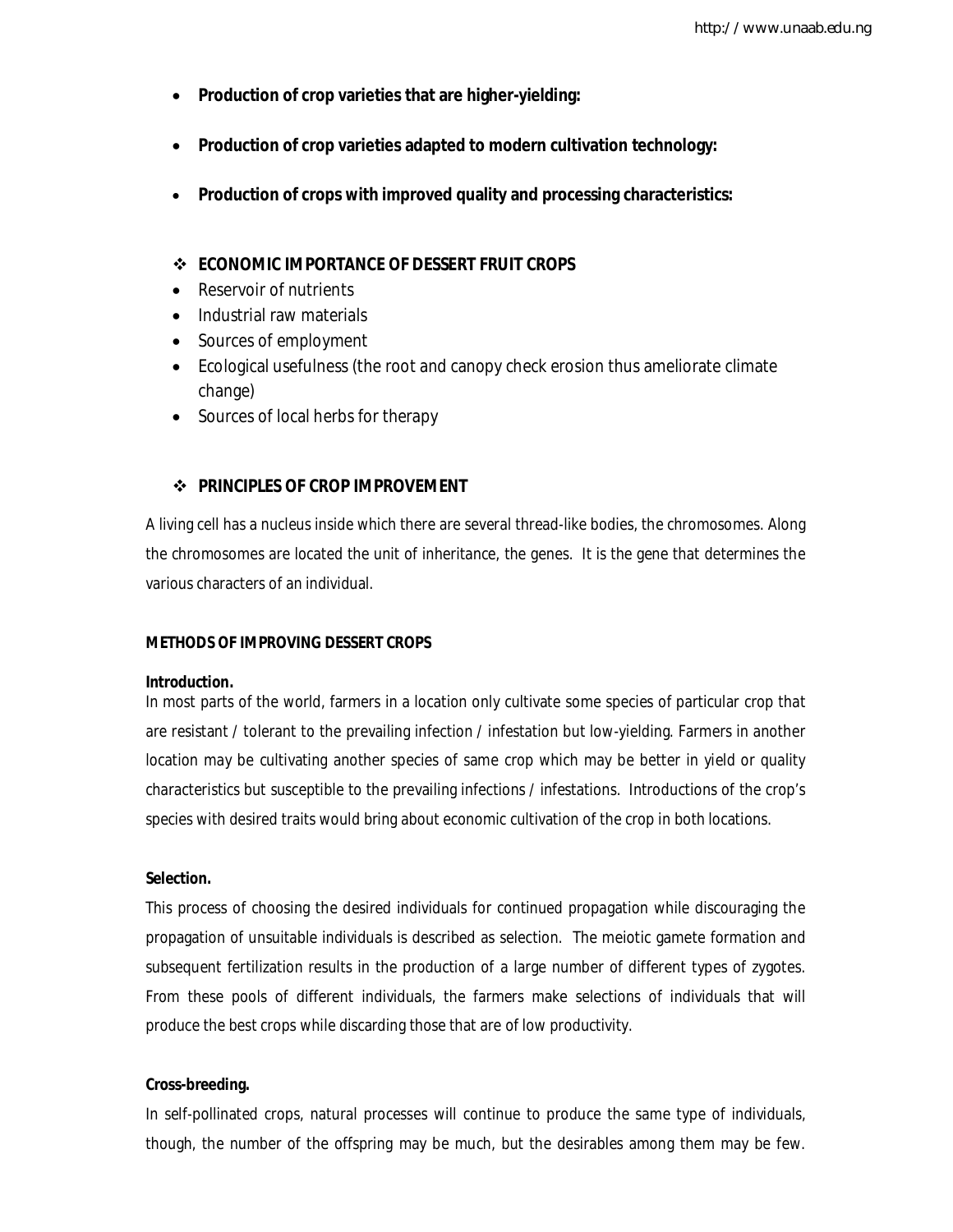- **Production of crop varieties that are higher-yielding:**

- **Production of crop varieties adapted to modern cultivation technology:**

- **Production of crops with improved quality and processing characteristics:**

## ❖ ECONOMIC IMPORTANCE OF DESSERT FRUIT CROPS

- Reservoir of nutrients
- Industrial raw materials
- Sources of employment
- Ecological usefulness (the root and canopy check erosion thus ameliorate climate change)
- Sources of local herbs for therapy

## ❖ PRINCIPLES OF CROP IMPROVEMENT

A living cell has a nucleus inside which there are several thread-like bodies, the chromosomes. Along the chromosomes are located the unit of inheritance, the genes. It is the gene that determines the various characters of an individual.

### METHODS OF IMPROVING DESSERT CROPS

**Introduction.**
In most parts of the world, farmers in a location only cultivate some species of particular crop that are resistant / tolerant to the prevailing infection / infestation but low-yielding. Farmers in another location may be cultivating another species of same crop which may be better in yield or quality characteristics but susceptible to the prevailing infections / infestations. Introductions of the crop's species with desired traits would bring about economic cultivation of the crop in both locations.

**Selection.**
This process of choosing the desired individuals for continued propagation while discouraging the propagation of unsuitable individuals is described as selection. The meiotic gamete formation and subsequent fertilization results in the production of a large number of different types of zygotes. From these pools of different individuals, the farmers make selections of individuals that will produce the best crops while discarding those that are of low productivity.

**Cross-breeding.**
In self-pollinated crops, natural processes will continue to produce the same type of individuals, though, the number of the offspring may be much, but the desirables among them may be few.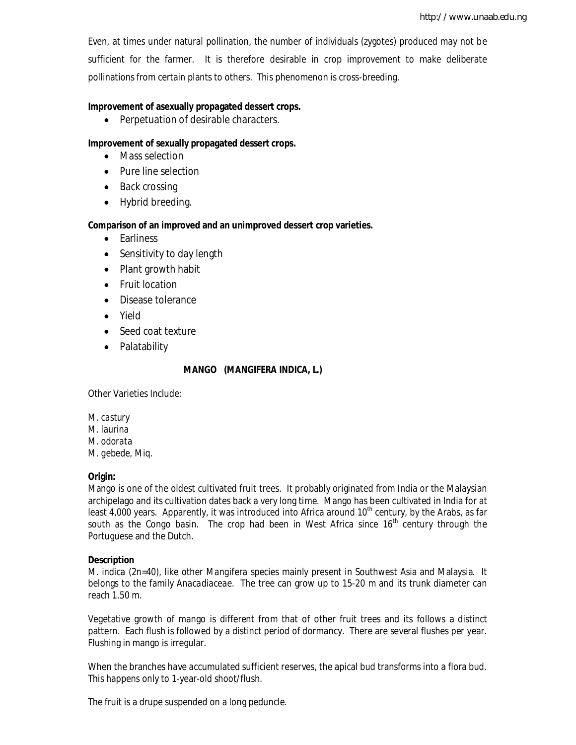Even, at times under natural pollination, the number of individuals (zygotes) produced may not be sufficient for the farmer. It is therefore desirable in crop improvement to make deliberate pollinations from certain plants to others. This phenomenon is cross-breeding.

**Improvement of asexually propagated dessert crops.**

- Perpetuation of desirable characters.

**Improvement of sexually propagated dessert crops.**

- Mass selection
- Pure line selection
- Back crossing
- Hybrid breeding.

**Comparison of an improved and an unimproved dessert crop varieties.**

- Earliness
- Sensitivity to day length
- Plant growth habit
- Fruit location
- Disease tolerance
- Yield
- Seed coat texture
- Palatability

## MANGO (*MANGIFERA INDICA, L.*)

Other Varieties Include:

*M. castury*
*M. laurina*
*M. odorata*
*M. gebede, Miq.*

**Origin:**
Mango is one of the oldest cultivated fruit trees. It probably originated from India or the Malaysian archipelago and its cultivation dates back a very long time. Mango has been cultivated in India for at least 4,000 years. Apparently, it was introduced into Africa around 10th century, by the Arabs, as far south as the Congo basin. The crop had been in West Africa since 16th century through the Portuguese and the Dutch.

**Description**
*M. indica* (2n=40), like other *Mangifera* species mainly present in Southwest Asia and Malaysia. It belongs to the family *Anacadiaceae*. The tree can grow up to 15-20 m and its trunk diameter can reach 1.50 m.

Vegetative growth of mango is different from that of other fruit trees and its follows a distinct pattern. Each flush is followed by a distinct period of dormancy. There are several flushes per year. Flushing in mango is irregular.

When the branches have accumulated sufficient reserves, the apical bud transforms into a flora bud. This happens only to 1-year-old shoot/flush.

The fruit is a drupe suspended on a long peduncle.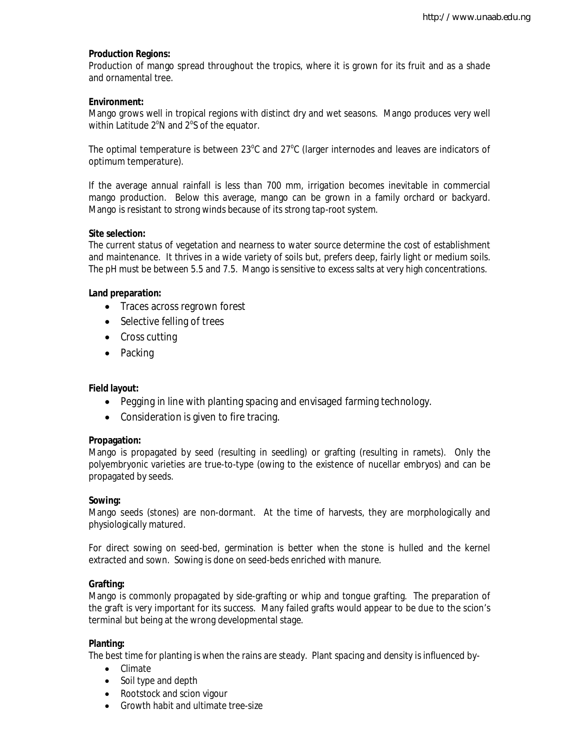**Production Regions:**
Production of mango spread throughout the tropics, where it is grown for its fruit and as a shade and ornamental tree.

**Environment:**
Mango grows well in tropical regions with distinct dry and wet seasons. Mango produces very well within Latitude 2$^o$N and 2$^o$S of the equator.

The optimal temperature is between 23$^o$C and 27$^o$C (larger internodes and leaves are indicators of optimum temperature).

If the average annual rainfall is less than 700 mm, irrigation becomes inevitable in commercial mango production. Below this average, mango can be grown in a family orchard or backyard. Mango is resistant to strong winds because of its strong tap-root system.

**Site selection:**
The current status of vegetation and nearness to water source determine the cost of establishment and maintenance. It thrives in a wide variety of soils but, prefers deep, fairly light or medium soils. The pH must be between 5.5 and 7.5. Mango is sensitive to excess salts at very high concentrations.

**Land preparation:**

- Traces across regrown forest
- Selective felling of trees
- Cross cutting
- Packing

**Field layout:**

- Pegging in line with planting spacing and envisaged farming technology.
- Consideration is given to fire tracing.

**Propagation:**
Mango is propagated by seed (resulting in seedling) or grafting (resulting in ramets). Only the polyembryonic varieties are true-to-type (owing to the existence of nucellar embryos) and can be propagated by seeds.

***Sowing:***
Mango seeds (stones) are non-dormant. At the time of harvests, they are morphologically and physiologically matured.

For direct sowing on seed-bed, germination is better when the stone is hulled and the kernel extracted and sown. Sowing is done on seed-beds enriched with manure.

**Grafting:**
Mango is commonly propagated by side-grafting or whip and tongue grafting. The preparation of the graft is very important for its success. Many failed grafts would appear to be due to the scion's terminal but being at the wrong developmental stage.

**Planting:**
The best time for planting is when the rains are steady. Plant spacing and density is influenced by-

- Climate
- Soil type and depth
- Rootstock and scion vigour
- Growth habit and ultimate tree-size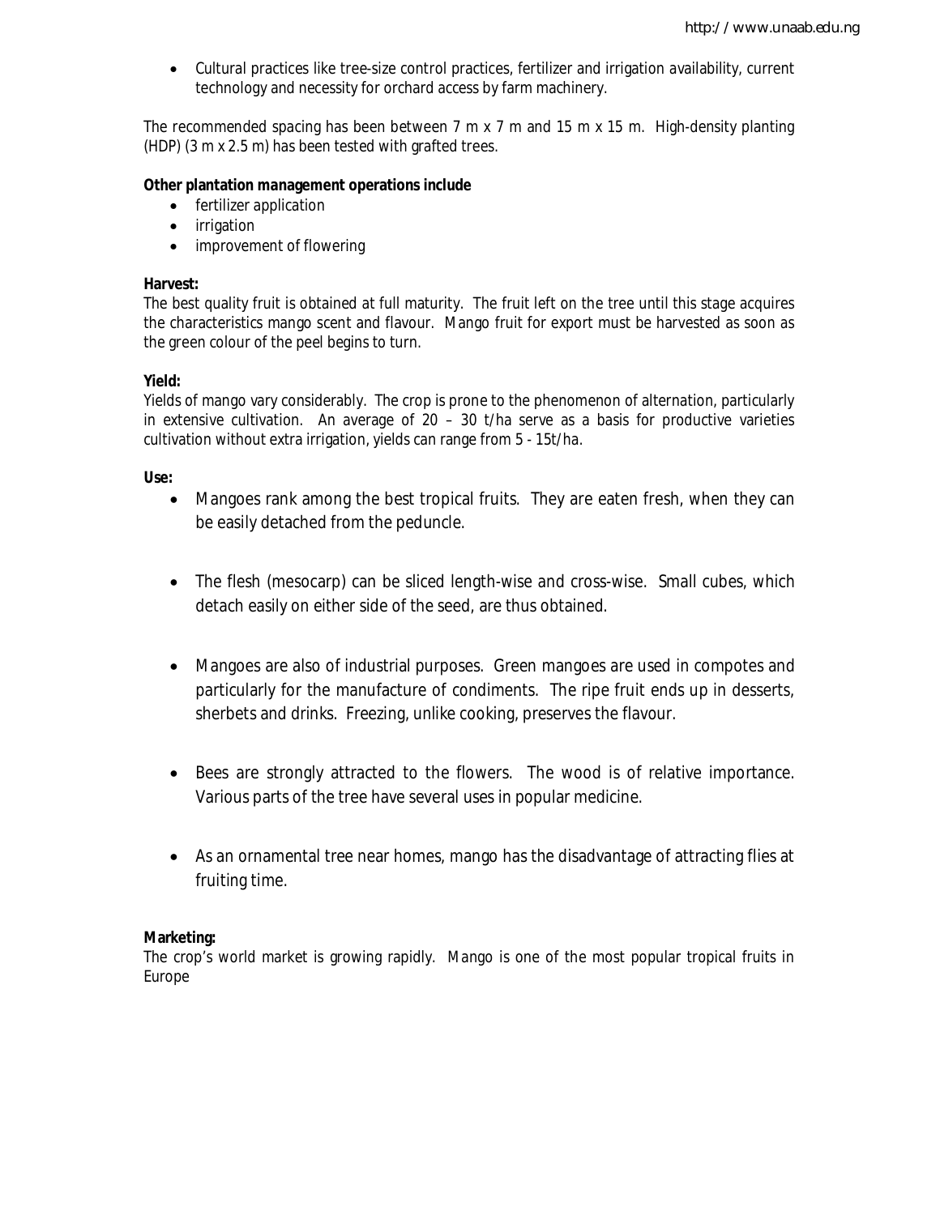- Cultural practices like tree-size control practices, fertilizer and irrigation availability, current technology and necessity for orchard access by farm machinery.

The recommended spacing has been between 7 m x 7 m and 15 m x 15 m. High-density planting (HDP) (3 m x 2.5 m) has been tested with grafted trees.

**Other plantation management operations include**

- fertilizer application
- irrigation
- improvement of flowering

**Harvest:**
The best quality fruit is obtained at full maturity. The fruit left on the tree until this stage acquires the characteristics mango scent and flavour. Mango fruit for export must be harvested as soon as the green colour of the peel begins to turn.

**Yield:**
Yields of mango vary considerably. The crop is prone to the phenomenon of alternation, particularly in extensive cultivation. An average of 20 – 30 t/ha serve as a basis for productive varieties cultivation without extra irrigation, yields can range from 5 - 15t/ha.

**Use:**

- Mangoes rank among the best tropical fruits. They are eaten fresh, when they can be easily detached from the peduncle.

- The flesh (mesocarp) can be sliced length-wise and cross-wise. Small cubes, which detach easily on either side of the seed, are thus obtained.

- Mangoes are also of industrial purposes. Green mangoes are used in compotes and particularly for the manufacture of condiments. The ripe fruit ends up in desserts, sherbets and drinks. Freezing, unlike cooking, preserves the flavour.

- Bees are strongly attracted to the flowers. The wood is of relative importance. Various parts of the tree have several uses in popular medicine.

- As an ornamental tree near homes, mango has the disadvantage of attracting flies at fruiting time.

**Marketing:**
The crop's world market is growing rapidly. Mango is one of the most popular tropical fruits in Europe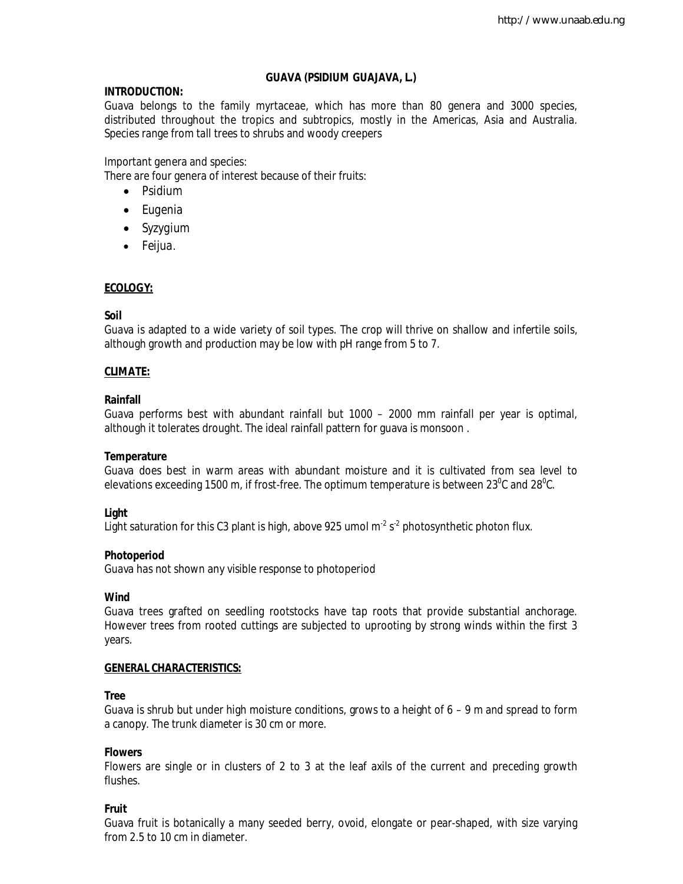# GUAVA (PSIDIUM GUAJAVA, L.)

**INTRODUCTION:**

Guava belongs to the family myrtaceae, which has more than 80 genera and 3000 species, distributed throughout the tropics and subtropics, mostly in the Americas, Asia and Australia. Species range from tall trees to shrubs and woody creepers

Important genera and species:

There are four genera of interest because of their fruits:

- Psidium
- Eugenia
- Syzygium
- Feijua.

## ECOLOGY:

**Soil**

Guava is adapted to a wide variety of soil types. The crop will thrive on shallow and infertile soils, although growth and production may be low with pH range from 5 to 7.

## CLIMATE:

**Rainfall**

Guava performs best with abundant rainfall but 1000 – 2000 mm rainfall per year is optimal, although it tolerates drought. The ideal rainfall pattern for guava is monsoon .

**Temperature**

Guava does best in warm areas with abundant moisture and it is cultivated from sea level to elevations exceeding 1500 m, if frost-free. The optimum temperature is between $23^0$C and $28^0$C.

**Light**

Light saturation for this C3 plant is high, above 925 umol $m^{-2}$ $s^{-2}$ photosynthetic photon flux.

**Photoperiod**

Guava has not shown any visible response to photoperiod

**Wind**

Guava trees grafted on seedling rootstocks have tap roots that provide substantial anchorage. However trees from rooted cuttings are subjected to uprooting by strong winds within the first 3 years.

## GENERAL CHARACTERISTICS:

**Tree**

Guava is shrub but under high moisture conditions, grows to a height of 6 – 9 m and spread to form a canopy. The trunk diameter is 30 cm or more.

**Flowers**

Flowers are single or in clusters of 2 to 3 at the leaf axils of the current and preceding growth flushes.

**Fruit**

Guava fruit is botanically a many seeded berry, ovoid, elongate or pear-shaped, with size varying from 2.5 to 10 cm in diameter.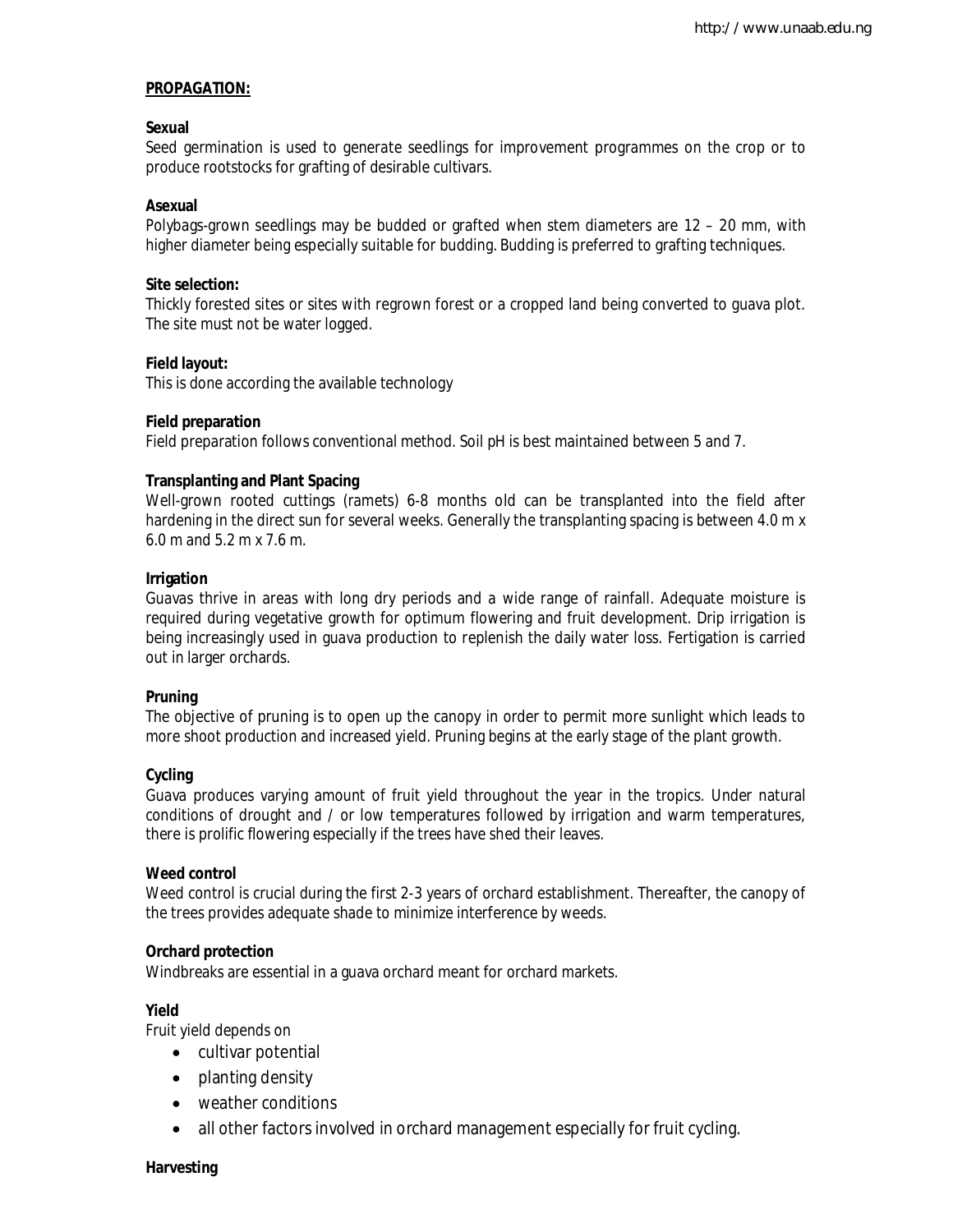**PROPAGATION:**

**Sexual**

Seed germination is used to generate seedlings for improvement programmes on the crop or to produce rootstocks for grafting of desirable cultivars.

**Asexual**

Polybags-grown seedlings may be budded or grafted when stem diameters are 12 – 20 mm, with higher diameter being especially suitable for budding. Budding is preferred to grafting techniques.

**Site selection:**

Thickly forested sites or sites with regrown forest or a cropped land being converted to guava plot. The site must not be water logged.

**Field layout:**

This is done according the available technology

**Field preparation**

Field preparation follows conventional method. Soil pH is best maintained between 5 and 7.

**Transplanting and Plant Spacing**

Well-grown rooted cuttings (ramets) 6-8 months old can be transplanted into the field after hardening in the direct sun for several weeks. Generally the transplanting spacing is between 4.0 m x 6.0 m and 5.2 m x 7.6 m.

**Irrigation**

Guavas thrive in areas with long dry periods and a wide range of rainfall. Adequate moisture is required during vegetative growth for optimum flowering and fruit development. Drip irrigation is being increasingly used in guava production to replenish the daily water loss. Fertigation is carried out in larger orchards.

**Pruning**

The objective of pruning is to open up the canopy in order to permit more sunlight which leads to more shoot production and increased yield. Pruning begins at the early stage of the plant growth.

**Cycling**

Guava produces varying amount of fruit yield throughout the year in the tropics. Under natural conditions of drought and / or low temperatures followed by irrigation and warm temperatures, there is prolific flowering especially if the trees have shed their leaves.

**Weed control**

Weed control is crucial during the first 2-3 years of orchard establishment. Thereafter, the canopy of the trees provides adequate shade to minimize interference by weeds.

**Orchard protection**

Windbreaks are essential in a guava orchard meant for orchard markets.

**Yield**

Fruit yield depends on

- cultivar potential
- planting density
- weather conditions
- all other factors involved in orchard management especially for fruit cycling.

**Harvesting**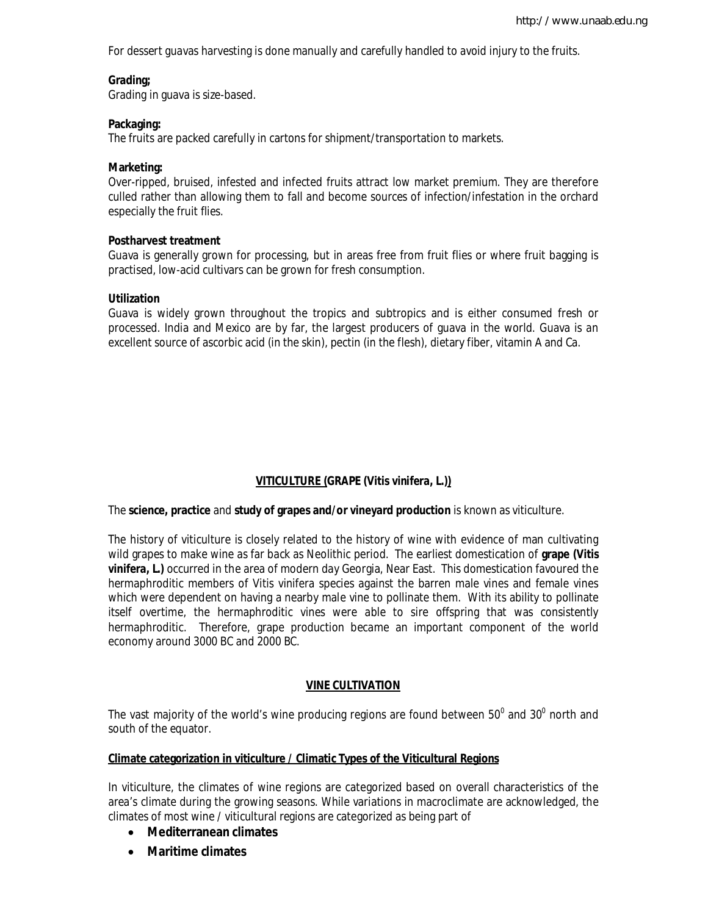For dessert guavas harvesting is done manually and carefully handled to avoid injury to the fruits.

**Grading;**
Grading in guava is size-based.

**Packaging:**
The fruits are packed carefully in cartons for shipment/transportation to markets.

**Marketing:**
Over-ripped, bruised, infested and infected fruits attract low market premium. They are therefore culled rather than allowing them to fall and become sources of infection/infestation in the orchard especially the fruit flies.

**Postharvest treatment**
Guava is generally grown for processing, but in areas free from fruit flies or where fruit bagging is practised, low-acid cultivars can be grown for fresh consumption.

**Utilization**
Guava is widely grown throughout the tropics and subtropics and is either consumed fresh or processed. India and Mexico are by far, the largest producers of guava in the world. Guava is an excellent source of ascorbic acid (in the skin), pectin (in the flesh), dietary fiber, vitamin A and Ca.

## VITICULTURE (GRAPE (*Vitis vinifera*, L.))

The **science, practice** and **study of grapes and/or vineyard production** is known as viticulture.

The history of viticulture is closely related to the history of wine with evidence of man cultivating wild grapes to make wine as far back as Neolithic period. The earliest domestication of **grape (*Vitis vinifera*, L.)** occurred in the area of modern day Georgia, Near East. This domestication favoured the hermaphroditic members of Vitis vinifera species against the barren male vines and female vines which were dependent on having a nearby male vine to pollinate them. With its ability to pollinate itself overtime, the hermaphroditic vines were able to sire offspring that was consistently hermaphroditic. Therefore, grape production became an important component of the world economy around 3000 BC and 2000 BC.

## VINE CULTIVATION

The vast majority of the world's wine producing regions are found between $50^0$ and $30^0$ north and south of the equator.

### Climate categorization in viticulture / Climatic Types of the Viticultural Regions

In viticulture, the climates of wine regions are categorized based on overall characteristics of the area's climate during the growing seasons. While variations in macroclimate are acknowledged, the climates of most wine / viticultural regions are categorized as being part of

- **Mediterranean climates**
- **Maritime climates**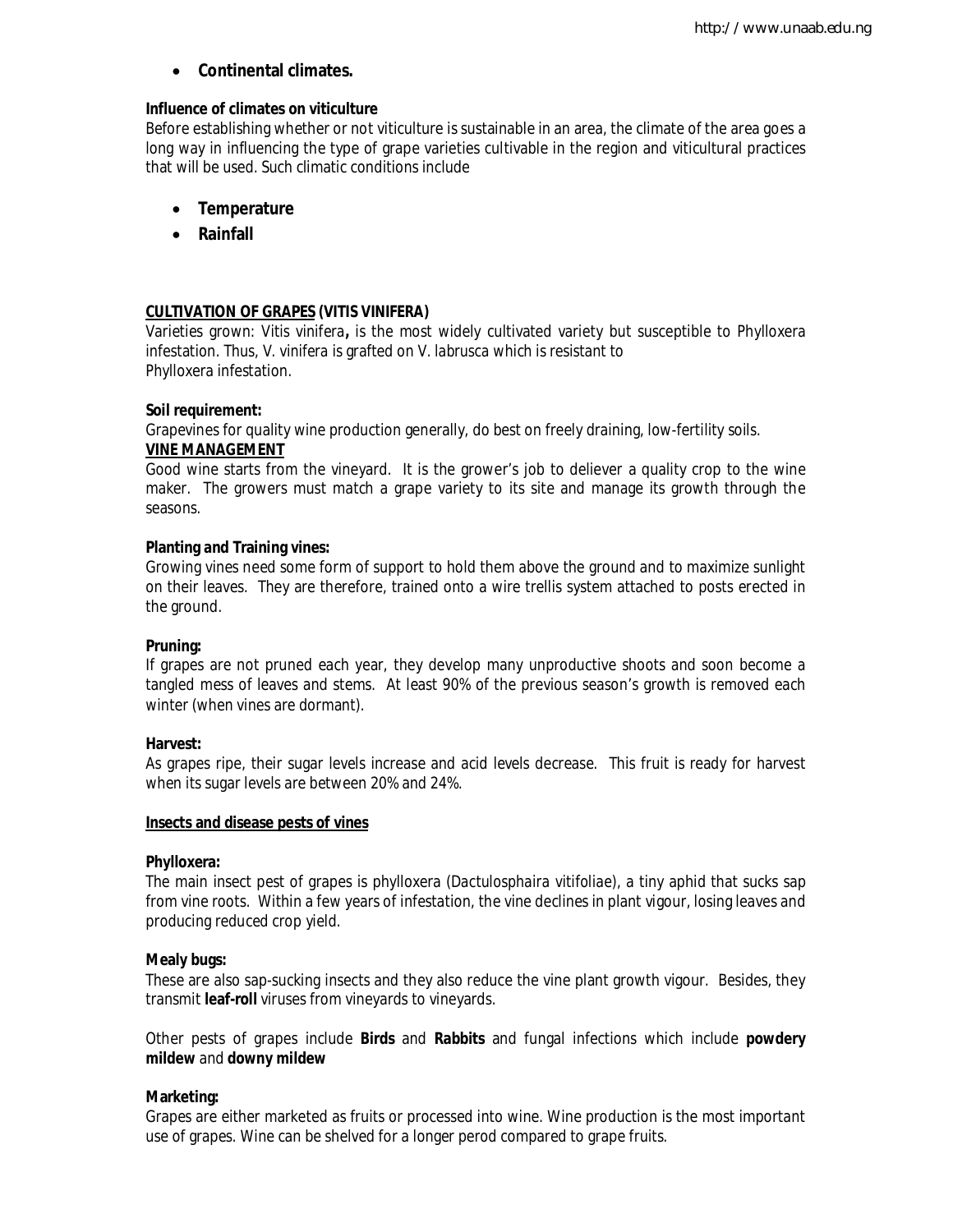- **Continental climates.**

**Influence of climates on viticulture**

Before establishing whether or not viticulture is sustainable in an area, the climate of the area goes a long way in influencing the type of grape varieties cultivable in the region and viticultural practices that will be used. Such climatic conditions include

- **Temperature**
- **Rainfall**

**<u>CULTIVATION OF GRAPES</u> (VITIS VINIFERA)**

Varieties grown: Vitis vinifera**,** is the most widely cultivated variety but susceptible to Phylloxera infestation. Thus, V. vinifera is grafted on V. labrusca which is resistant to Phylloxera infestation.

**Soil requirement:**

Grapevines for quality wine production generally, do best on freely draining, low-fertility soils.

**<u>VINE MANAGEMENT</u>**

Good wine starts from the vineyard. It is the grower's job to deliever a quality crop to the wine maker. The growers must match a grape variety to its site and manage its growth through the seasons.

**Planting and Training vines:**

Growing vines need some form of support to hold them above the ground and to maximize sunlight on their leaves. They are therefore, trained onto a wire trellis system attached to posts erected in the ground.

**Pruning:**

If grapes are not pruned each year, they develop many unproductive shoots and soon become a tangled mess of leaves and stems. At least 90% of the previous season's growth is removed each winter (when vines are dormant).

**Harvest:**

As grapes ripe, their sugar levels increase and acid levels decrease. This fruit is ready for harvest when its sugar levels are between 20% and 24%.

**<u>Insects and disease pests of vines</u>**

**Phylloxera:**

The main insect pest of grapes is phylloxera (Dactulosphaira vitifoliae), a tiny aphid that sucks sap from vine roots. Within a few years of infestation, the vine declines in plant vigour, losing leaves and producing reduced crop yield.

**Mealy bugs:**

These are also sap-sucking insects and they also reduce the vine plant growth vigour. Besides, they transmit **leaf-roll** viruses from vineyards to vineyards.

Other pests of grapes include **Birds** and **Rabbits** and fungal infections which include **powdery mildew** and **downy mildew**

**Marketing:**

Grapes are either marketed as fruits or processed into wine. Wine production is the most important use of grapes. Wine can be shelved for a longer perod compared to grape fruits.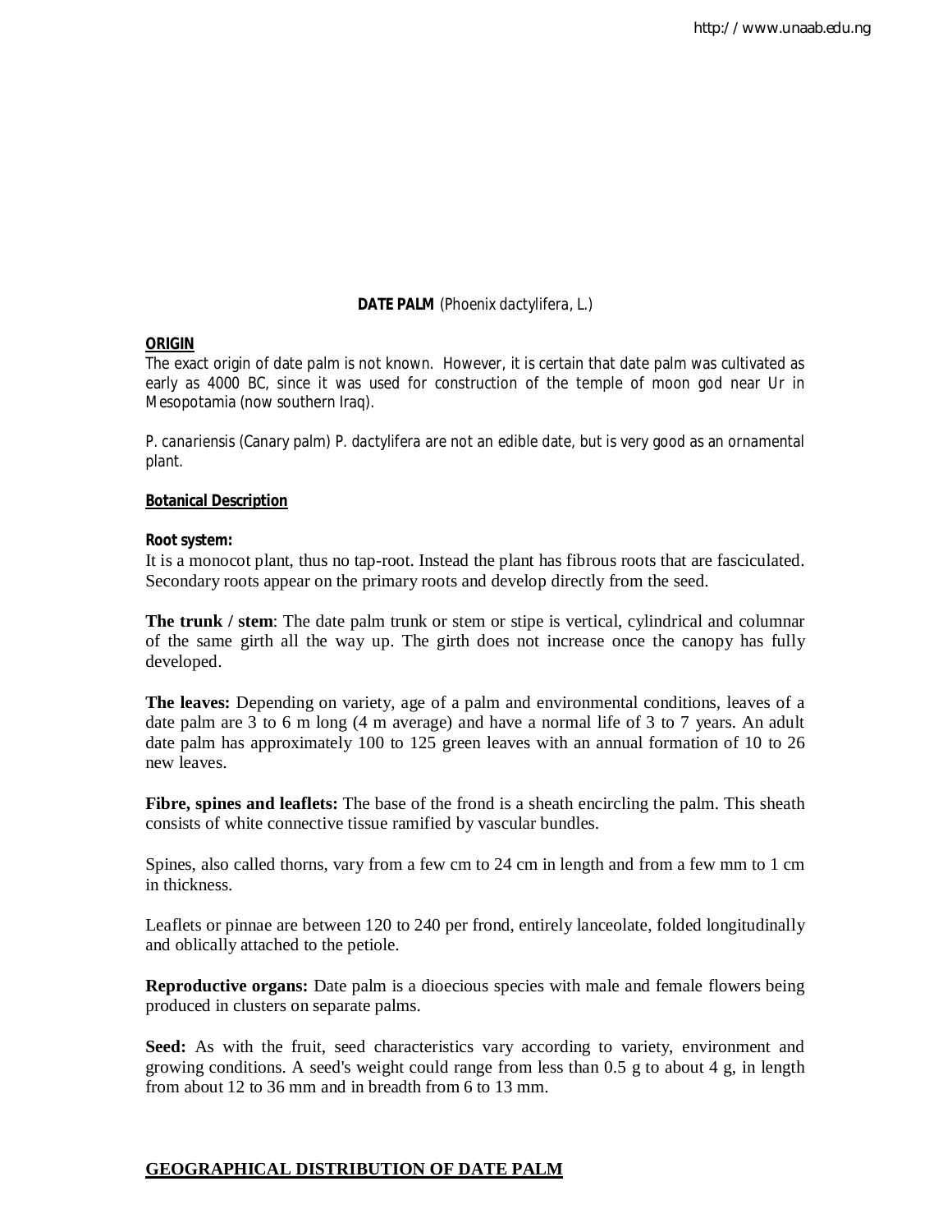**DATE PALM** (*Phoenix dactylifera*, L.)

**ORIGIN**

The exact origin of date palm is not known. However, it is certain that date palm was cultivated as early as 4000 BC, since it was used for construction of the temple of moon god near Ur in Mesopotamia (now southern Iraq).

*P. canariensis* (Canary palm) *P. dactylifera* are not an edible date, but is very good as an ornamental plant.

**Botanical Description**

**Root system:**

It is a monocot plant, thus no tap-root. Instead the plant has fibrous roots that are fasciculated. Secondary roots appear on the primary roots and develop directly from the seed.

**The trunk / stem**: The date palm trunk or stem or stipe is vertical, cylindrical and columnar of the same girth all the way up. The girth does not increase once the canopy has fully developed.

**The leaves:** Depending on variety, age of a palm and environmental conditions, leaves of a date palm are 3 to 6 m long (4 m average) and have a normal life of 3 to 7 years. An adult date palm has approximately 100 to 125 green leaves with an annual formation of 10 to 26 new leaves.

**Fibre, spines and leaflets:** The base of the frond is a sheath encircling the palm. This sheath consists of white connective tissue ramified by vascular bundles.

Spines, also called thorns, vary from a few cm to 24 cm in length and from a few mm to 1 cm in thickness.

Leaflets or pinnae are between 120 to 240 per frond, entirely lanceolate, folded longitudinally and oblically attached to the petiole.

**Reproductive organs:** Date palm is a dioecious species with male and female flowers being produced in clusters on separate palms.

**Seed:** As with the fruit, seed characteristics vary according to variety, environment and growing conditions. A seed's weight could range from less than 0.5 g to about 4 g, in length from about 12 to 36 mm and in breadth from 6 to 13 mm.

## GEOGRAPHICAL DISTRIBUTION OF DATE PALM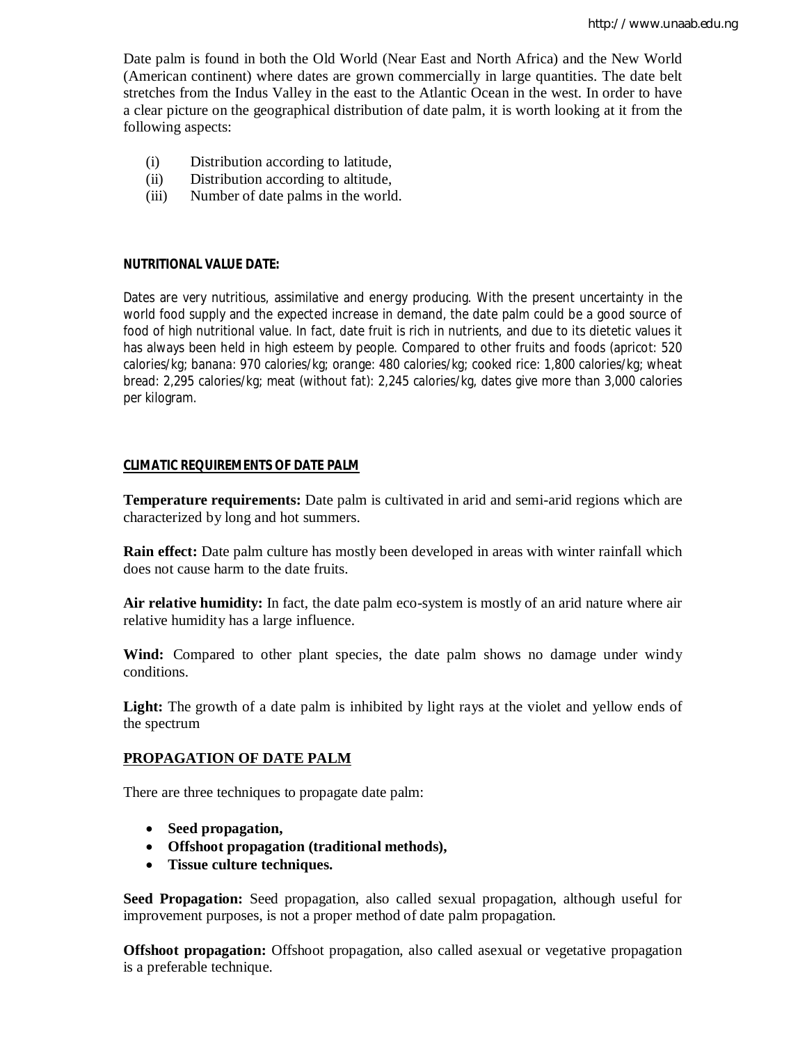Date palm is found in both the Old World (Near East and North Africa) and the New World (American continent) where dates are grown commercially in large quantities. The date belt stretches from the Indus Valley in the east to the Atlantic Ocean in the west. In order to have a clear picture on the geographical distribution of date palm, it is worth looking at it from the following aspects:

(i) Distribution according to latitude,
(ii) Distribution according to altitude,
(iii) Number of date palms in the world.

**NUTRITIONAL VALUE DATE:**

Dates are very nutritious, assimilative and energy producing. With the present uncertainty in the world food supply and the expected increase in demand, the date palm could be a good source of food of high nutritional value. In fact, date fruit is rich in nutrients, and due to its dietetic values it has always been held in high esteem by people. Compared to other fruits and foods (apricot: 520 calories/kg; banana: 970 calories/kg; orange: 480 calories/kg; cooked rice: 1,800 calories/kg; wheat bread: 2,295 calories/kg; meat (without fat): 2,245 calories/kg, dates give more than 3,000 calories per kilogram.

## CLIMATIC REQUIREMENTS OF DATE PALM

**Temperature requirements:** Date palm is cultivated in arid and semi-arid regions which are characterized by long and hot summers.

**Rain effect:** Date palm culture has mostly been developed in areas with winter rainfall which does not cause harm to the date fruits.

**Air relative humidity:** In fact, the date palm eco-system is mostly of an arid nature where air relative humidity has a large influence.

**Wind:** Compared to other plant species, the date palm shows no damage under windy conditions.

**Light:** The growth of a date palm is inhibited by light rays at the violet and yellow ends of the spectrum

## PROPAGATION OF DATE PALM

There are three techniques to propagate date palm:

- **Seed propagation,**
- **Offshoot propagation (traditional methods),**
- **Tissue culture techniques.**

**Seed Propagation:** Seed propagation, also called sexual propagation, although useful for improvement purposes, is not a proper method of date palm propagation.

**Offshoot propagation:** Offshoot propagation, also called asexual or vegetative propagation is a preferable technique.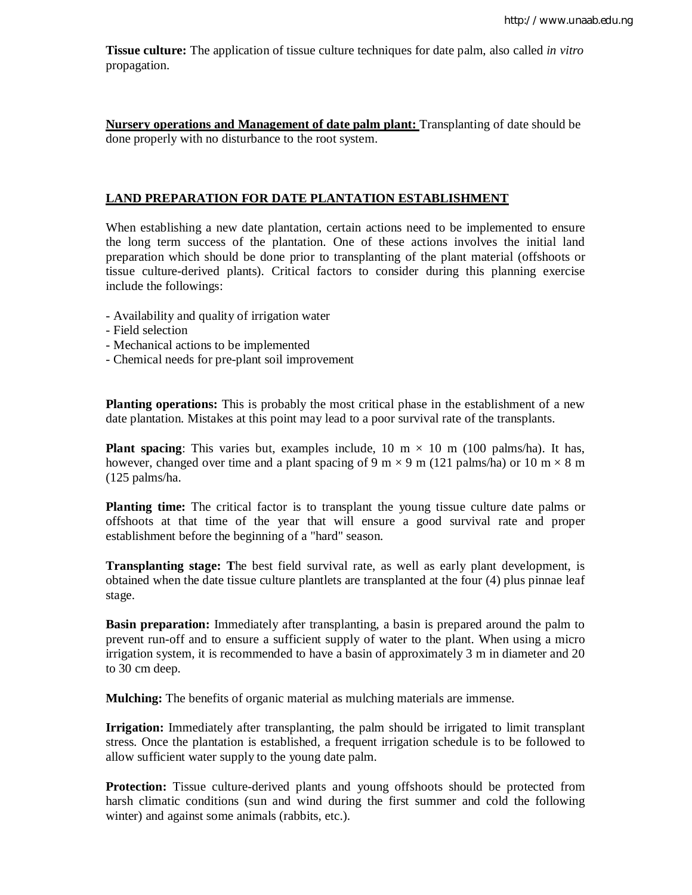**Tissue culture:** The application of tissue culture techniques for date palm, also called *in vitro* propagation.

**Nursery operations and Management of date palm plant:** Transplanting of date should be done properly with no disturbance to the root system.

## LAND PREPARATION FOR DATE PLANTATION ESTABLISHMENT

When establishing a new date plantation, certain actions need to be implemented to ensure the long term success of the plantation. One of these actions involves the initial land preparation which should be done prior to transplanting of the plant material (offshoots or tissue culture-derived plants). Critical factors to consider during this planning exercise include the followings:

- Availability and quality of irrigation water
- Field selection
- Mechanical actions to be implemented
- Chemical needs for pre-plant soil improvement

**Planting operations:** This is probably the most critical phase in the establishment of a new date plantation. Mistakes at this point may lead to a poor survival rate of the transplants.

**Plant spacing**: This varies but, examples include, 10 m × 10 m (100 palms/ha). It has, however, changed over time and a plant spacing of 9 m × 9 m (121 palms/ha) or 10 m × 8 m (125 palms/ha.

**Planting time:** The critical factor is to transplant the young tissue culture date palms or offshoots at that time of the year that will ensure a good survival rate and proper establishment before the beginning of a "hard" season.

**Transplanting stage: T**he best field survival rate, as well as early plant development, is obtained when the date tissue culture plantlets are transplanted at the four (4) plus pinnae leaf stage.

**Basin preparation:** Immediately after transplanting, a basin is prepared around the palm to prevent run-off and to ensure a sufficient supply of water to the plant. When using a micro irrigation system, it is recommended to have a basin of approximately 3 m in diameter and 20 to 30 cm deep.

**Mulching:** The benefits of organic material as mulching materials are immense.

**Irrigation:** Immediately after transplanting, the palm should be irrigated to limit transplant stress. Once the plantation is established, a frequent irrigation schedule is to be followed to allow sufficient water supply to the young date palm.

**Protection:** Tissue culture-derived plants and young offshoots should be protected from harsh climatic conditions (sun and wind during the first summer and cold the following winter) and against some animals (rabbits, etc.).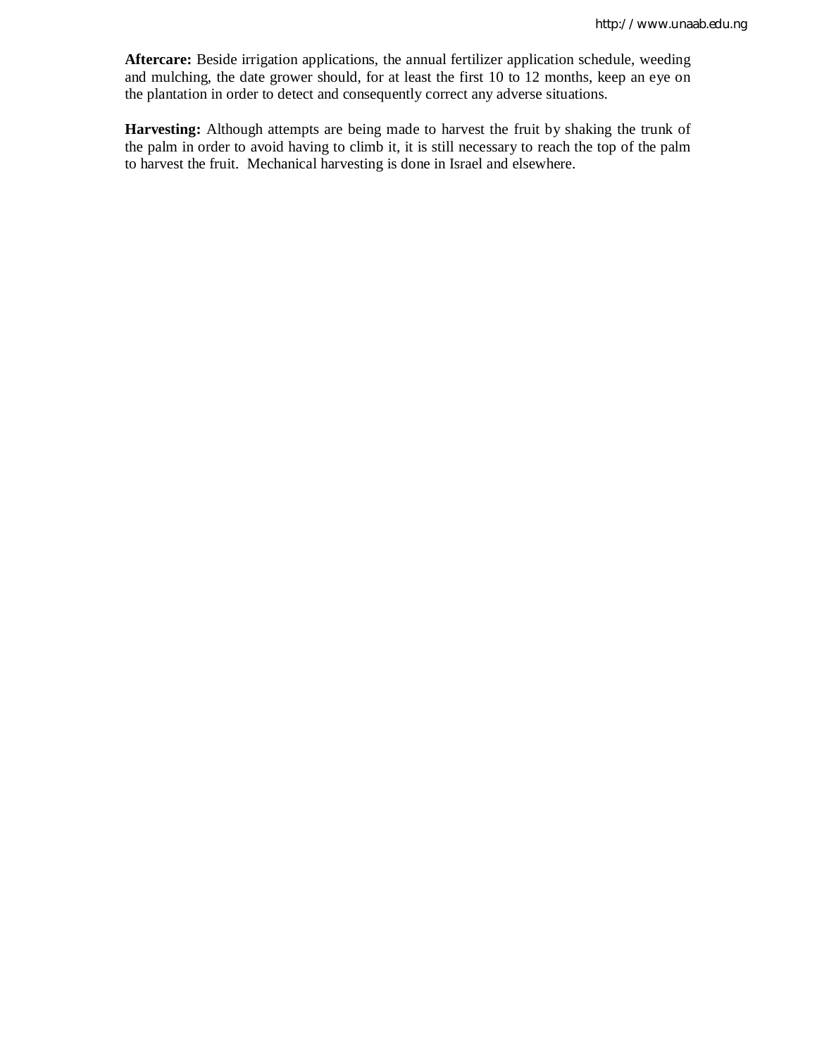**Aftercare:** Beside irrigation applications, the annual fertilizer application schedule, weeding and mulching, the date grower should, for at least the first 10 to 12 months, keep an eye on the plantation in order to detect and consequently correct any adverse situations.

**Harvesting:** Although attempts are being made to harvest the fruit by shaking the trunk of the palm in order to avoid having to climb it, it is still necessary to reach the top of the palm to harvest the fruit. Mechanical harvesting is done in Israel and elsewhere.